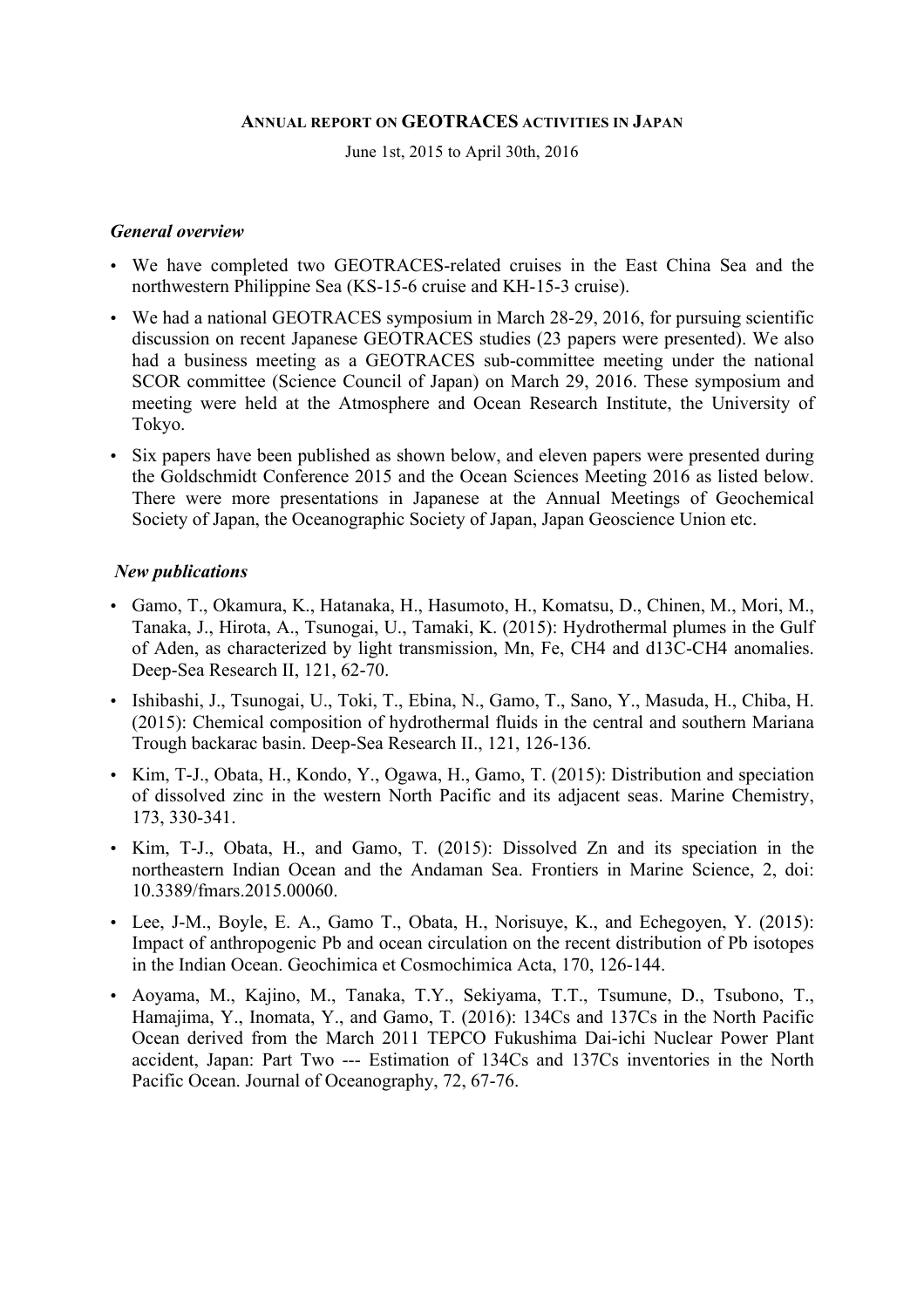# Annual report on GEOTRACES activities in Japan

June 1st, 2015 to April 30th, 2016

### *General overview*

- We have completed two GEOTRACES-related cruises in the East China Sea and the northwestern Philippine Sea (KS-15-6 cruise and KH-15-3 cruise).
- We had a national GEOTRACES symposium in March 28-29, 2016, for pursuing scientific discussion on recent Japanese GEOTRACES studies (23 papers were presented). We also had a business meeting as a GEOTRACES sub-committee meeting under the national SCOR committee (Science Council of Japan) on March 29, 2016. These symposium and meeting were held at the Atmosphere and Ocean Research Institute, the University of Tokyo.
- Six papers have been published as shown below, and eleven papers were presented during the Goldschmidt Conference 2015 and the Ocean Sciences Meeting 2016 as listed below. There were more presentations in Japanese at the Annual Meetings of Geochemical Society of Japan, the Oceanographic Society of Japan, Japan Geoscience Union etc.

### *New publications*

- Gamo, T., Okamura, K., Hatanaka, H., Hasumoto, H., Komatsu, D., Chinen, M., Mori, M., Tanaka, J., Hirota, A., Tsunogai, U., Tamaki, K. (2015): Hydrothermal plumes in the Gulf of Aden, as characterized by light transmission, Mn, Fe, CH4 and d13C-CH4 anomalies. Deep-Sea Research II, 121, 62-70.
- Ishibashi, J., Tsunogai, U., Toki, T., Ebina, N., Gamo, T., Sano, Y., Masuda, H., Chiba, H. (2015): Chemical composition of hydrothermal fluids in the central and southern Mariana Trough backarac basin. Deep-Sea Research II., 121, 126-136.
- Kim, T-J., Obata, H., Kondo, Y., Ogawa, H., Gamo, T. (2015): Distribution and speciation of dissolved zinc in the western North Pacific and its adjacent seas. Marine Chemistry, 173, 330-341.
- Kim, T-J., Obata, H., and Gamo, T. (2015): Dissolved Zn and its speciation in the northeastern Indian Ocean and the Andaman Sea. Frontiers in Marine Science, 2, doi: 10.3389/fmars.2015.00060.
- Lee, J-M., Boyle, E. A., Gamo T., Obata, H., Norisuye, K., and Echegoyen, Y. (2015): Impact of anthropogenic Pb and ocean circulation on the recent distribution of Pb isotopes in the Indian Ocean. Geochimica et Cosmochimica Acta, 170, 126-144.
- Aoyama, M., Kajino, M., Tanaka, T.Y., Sekiyama, T.T., Tsumune, D., Tsubono, T., Hamajima, Y., Inomata, Y., and Gamo, T. (2016): 134Cs and 137Cs in the North Pacific Ocean derived from the March 2011 TEPCO Fukushima Dai-ichi Nuclear Power Plant accident, Japan: Part Two --- Estimation of 134Cs and 137Cs inventories in the North Pacific Ocean. Journal of Oceanography, 72, 67-76.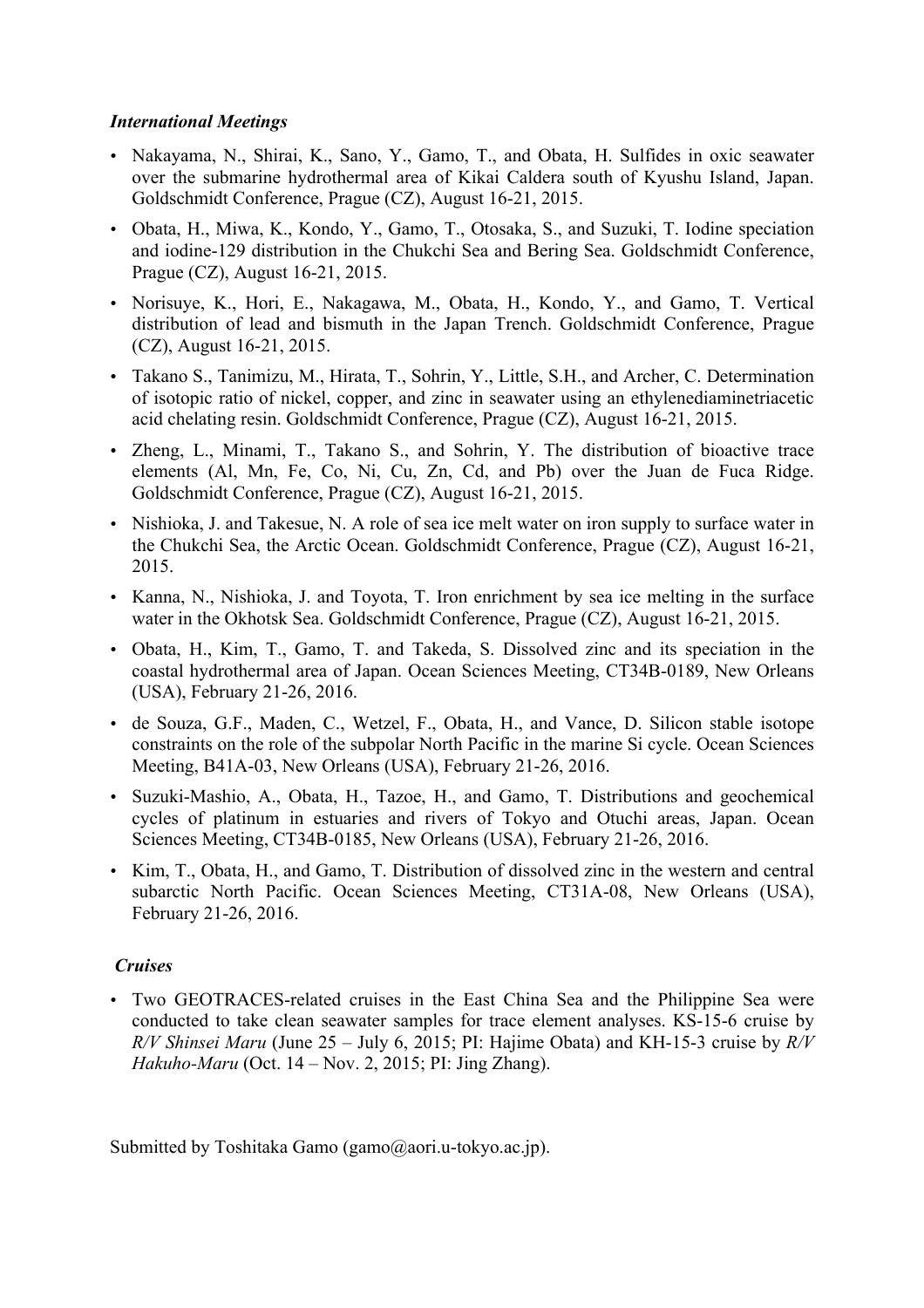### *International Meetings*

- Nakayama, N., Shirai, K., Sano, Y., Gamo, T., and Obata, H. Sulfides in oxic seawater over the submarine hydrothermal area of Kikai Caldera south of Kyushu Island, Japan. Goldschmidt Conference, Prague (CZ), August 16-21, 2015.
- Obata, H., Miwa, K., Kondo, Y., Gamo, T., Otosaka, S., and Suzuki, T. Iodine speciation and iodine-129 distribution in the Chukchi Sea and Bering Sea. Goldschmidt Conference, Prague (CZ), August 16-21, 2015.
- Norisuye, K., Hori, E., Nakagawa, M., Obata, H., Kondo, Y., and Gamo, T. Vertical distribution of lead and bismuth in the Japan Trench. Goldschmidt Conference, Prague (CZ), August 16-21, 2015.
- Takano S., Tanimizu, M., Hirata, T., Sohrin, Y., Little, S.H., and Archer, C. Determination of isotopic ratio of nickel, copper, and zinc in seawater using an ethylenediaminetriacetic acid chelating resin. Goldschmidt Conference, Prague (CZ), August 16-21, 2015.
- Zheng, L., Minami, T., Takano S., and Sohrin, Y. The distribution of bioactive trace elements (Al, Mn, Fe, Co, Ni, Cu, Zn, Cd, and Pb) over the Juan de Fuca Ridge. Goldschmidt Conference, Prague (CZ), August 16-21, 2015.
- Nishioka, J. and Takesue, N. A role of sea ice melt water on iron supply to surface water in the Chukchi Sea, the Arctic Ocean. Goldschmidt Conference, Prague (CZ), August 16-21, 2015.
- Kanna, N., Nishioka, J. and Toyota, T. Iron enrichment by sea ice melting in the surface water in the Okhotsk Sea. Goldschmidt Conference, Prague (CZ), August 16-21, 2015.
- Obata, H., Kim, T., Gamo, T. and Takeda, S. Dissolved zinc and its speciation in the coastal hydrothermal area of Japan. Ocean Sciences Meeting, CT34B-0189, New Orleans (USA), February 21-26, 2016.
- de Souza, G.F., Maden, C., Wetzel, F., Obata, H., and Vance, D. Silicon stable isotope constraints on the role of the subpolar North Pacific in the marine Si cycle. Ocean Sciences Meeting, B41A-03, New Orleans (USA), February 21-26, 2016.
- Suzuki-Mashio, A., Obata, H., Tazoe, H., and Gamo, T. Distributions and geochemical cycles of platinum in estuaries and rivers of Tokyo and Otuchi areas, Japan. Ocean Sciences Meeting, CT34B-0185, New Orleans (USA), February 21-26, 2016.
- Kim, T., Obata, H., and Gamo, T. Distribution of dissolved zinc in the western and central subarctic North Pacific. Ocean Sciences Meeting, CT31A-08, New Orleans (USA), February 21-26, 2016.

### *Cruises*

- Two GEOTRACES-related cruises in the East China Sea and the Philippine Sea were conducted to take clean seawater samples for trace element analyses. KS-15-6 cruise by *R/V Shinsei Maru* (June 25 – July 6, 2015; PI: Hajime Obata) and KH-15-3 cruise by *R/V Hakuho-Maru* (Oct. 14 – Nov. 2, 2015; PI: Jing Zhang).

Submitted by Toshitaka Gamo (gamo@aori.u-tokyo.ac.jp).